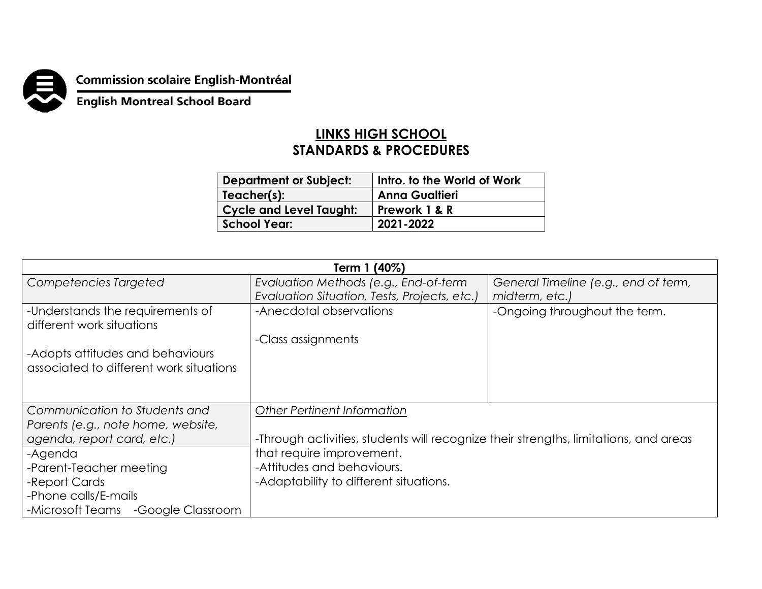Commission scolaire English-Montréal

English Montreal School Board

# LINKS HIGH SCHOOL
## STANDARDS & PROCEDURES

| Department or Subject: | Intro. to the World of Work |
|---|---|
| Teacher(s): | Anna Gualtieri |
| Cycle and Level Taught: | Prework 1 & R |
| School Year: | 2021-2022 |

| Term 1 (40%) | | |
|---|---|---|
| *Competencies Targeted* | *Evaluation Methods (e.g., End-of-term Evaluation Situation, Tests, Projects, etc.)* | *General Timeline (e.g., end of term, midterm, etc.)* |
| -Understands the requirements of different work situations<br><br>-Adopts attitudes and behaviours associated to different work situations | -Anecdotal observations<br><br>-Class assignments | -Ongoing throughout the term. |
| *Communication to Students and Parents (e.g., note home, website, agenda, report card, etc.)* | *Other Pertinent Information* | |
| -Agenda<br>-Parent-Teacher meeting<br>-Report Cards<br>-Phone calls/E-mails<br>-Microsoft Teams -Google Classroom | -Through activities, students will recognize their strengths, limitations, and areas that require improvement.<br>-Attitudes and behaviours.<br>-Adaptability to different situations. | |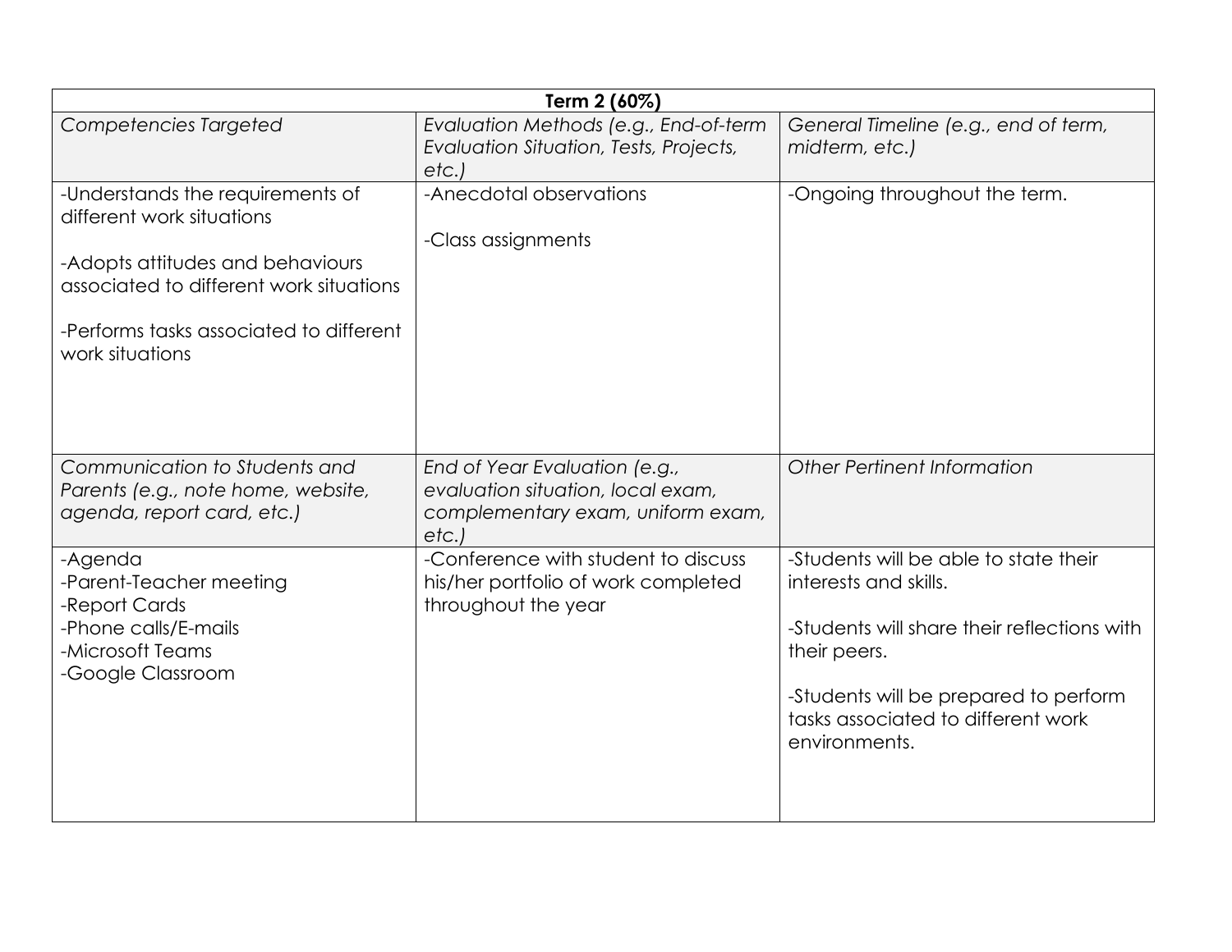| Term 2 (60%) | | |
|---|---|---|
| *Competencies Targeted* | *Evaluation Methods (e.g., End-of-term Evaluation Situation, Tests, Projects, etc.)* | *General Timeline (e.g., end of term, midterm, etc.)* |
| -Understands the requirements of different work situations<br><br>-Adopts attitudes and behaviours associated to different work situations<br><br>-Performs tasks associated to different work situations | -Anecdotal observations<br><br>-Class assignments | -Ongoing throughout the term. |
| *Communication to Students and Parents (e.g., note home, website, agenda, report card, etc.)* | *End of Year Evaluation (e.g., evaluation situation, local exam, complementary exam, uniform exam, etc.)* | *Other Pertinent Information* |
| -Agenda<br>-Parent-Teacher meeting<br>-Report Cards<br>-Phone calls/E-mails<br>-Microsoft Teams<br>-Google Classroom | -Conference with student to discuss his/her portfolio of work completed throughout the year | -Students will be able to state their interests and skills.<br><br>-Students will share their reflections with their peers.<br><br>-Students will be prepared to perform tasks associated to different work environments. |